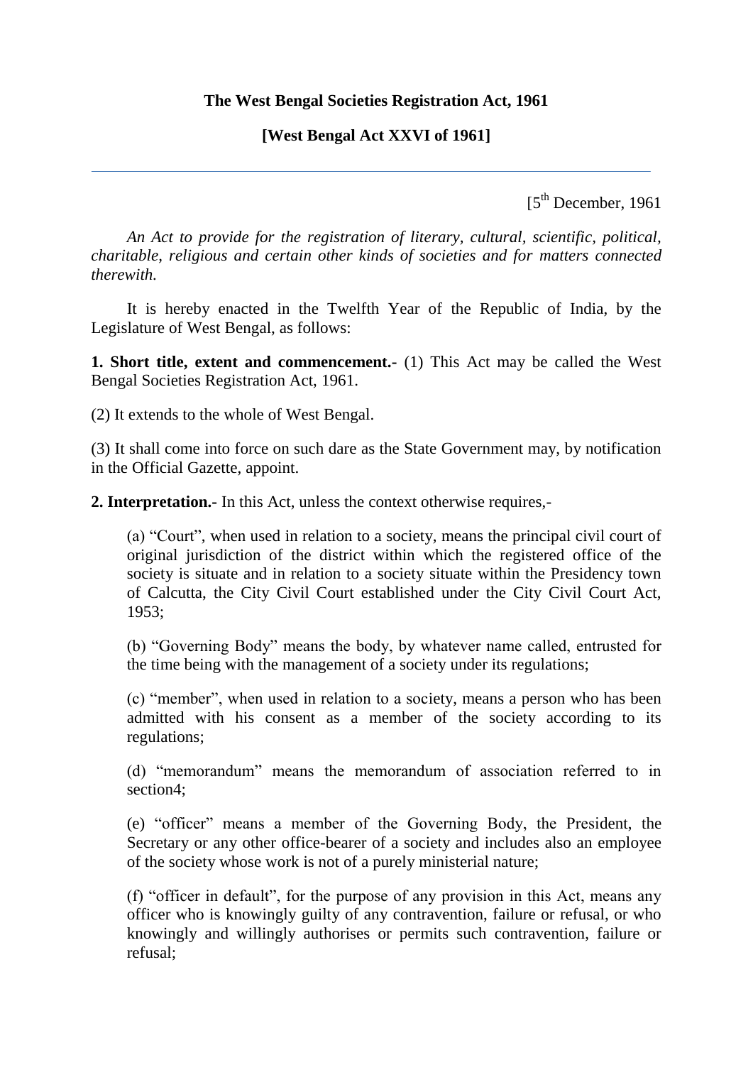**The West Bengal Societies Registration Act, 1961**

**[West Bengal Act XXVI of 1961]**

---

[5th December, 1961

*An Act to provide for the registration of literary, cultural, scientific, political, charitable, religious and certain other kinds of societies and for matters connected therewith.*

It is hereby enacted in the Twelfth Year of the Republic of India, by the Legislature of West Bengal, as follows:

**1. Short title, extent and commencement.-** (1) This Act may be called the West Bengal Societies Registration Act, 1961.

(2) It extends to the whole of West Bengal.

(3) It shall come into force on such dare as the State Government may, by notification in the Official Gazette, appoint.

**2. Interpretation.-** In this Act, unless the context otherwise requires,-

(a) "Court", when used in relation to a society, means the principal civil court of original jurisdiction of the district within which the registered office of the society is situate and in relation to a society situate within the Presidency town of Calcutta, the City Civil Court established under the City Civil Court Act, 1953;

(b) "Governing Body" means the body, by whatever name called, entrusted for the time being with the management of a society under its regulations;

(c) "member", when used in relation to a society, means a person who has been admitted with his consent as a member of the society according to its regulations;

(d) "memorandum" means the memorandum of association referred to in section4;

(e) "officer" means a member of the Governing Body, the President, the Secretary or any other office-bearer of a society and includes also an employee of the society whose work is not of a purely ministerial nature;

(f) "officer in default", for the purpose of any provision in this Act, means any officer who is knowingly guilty of any contravention, failure or refusal, or who knowingly and willingly authorises or permits such contravention, failure or refusal;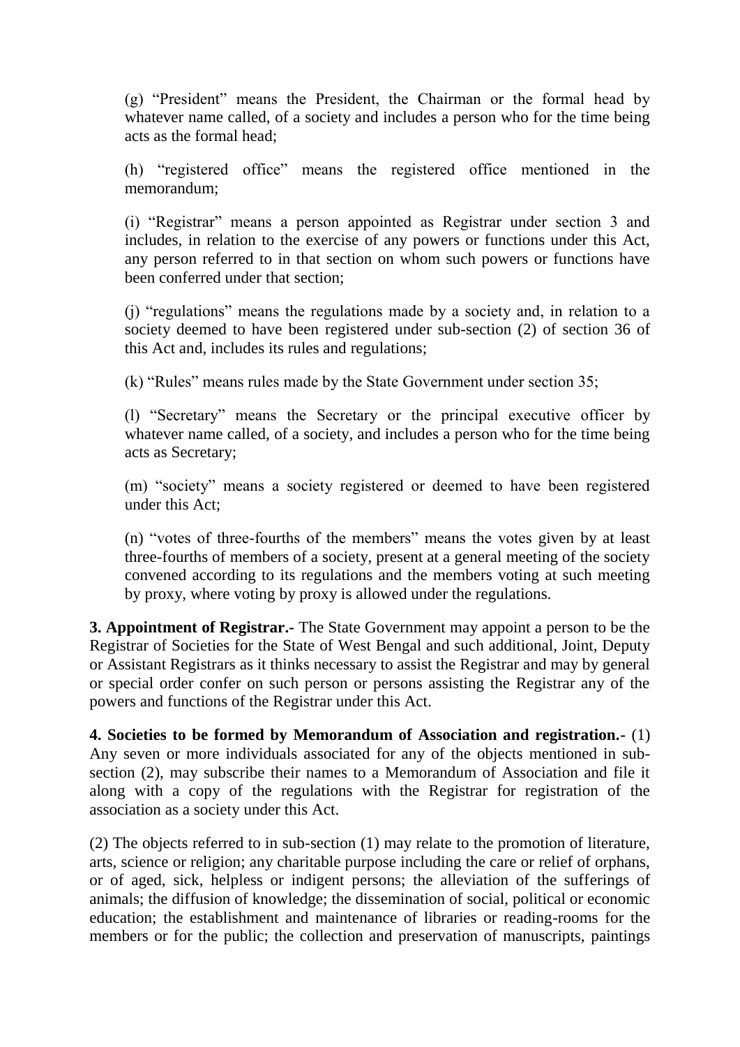(g) "President" means the President, the Chairman or the formal head by whatever name called, of a society and includes a person who for the time being acts as the formal head;

(h) "registered office" means the registered office mentioned in the memorandum;

(i) "Registrar" means a person appointed as Registrar under section 3 and includes, in relation to the exercise of any powers or functions under this Act, any person referred to in that section on whom such powers or functions have been conferred under that section;

(j) "regulations" means the regulations made by a society and, in relation to a society deemed to have been registered under sub-section (2) of section 36 of this Act and, includes its rules and regulations;

(k) "Rules" means rules made by the State Government under section 35;

(l) "Secretary" means the Secretary or the principal executive officer by whatever name called, of a society, and includes a person who for the time being acts as Secretary;

(m) "society" means a society registered or deemed to have been registered under this Act;

(n) "votes of three-fourths of the members" means the votes given by at least three-fourths of members of a society, present at a general meeting of the society convened according to its regulations and the members voting at such meeting by proxy, where voting by proxy is allowed under the regulations.

**3. Appointment of Registrar.-** The State Government may appoint a person to be the Registrar of Societies for the State of West Bengal and such additional, Joint, Deputy or Assistant Registrars as it thinks necessary to assist the Registrar and may by general or special order confer on such person or persons assisting the Registrar any of the powers and functions of the Registrar under this Act.

**4. Societies to be formed by Memorandum of Association and registration.-** (1) Any seven or more individuals associated for any of the objects mentioned in sub-section (2), may subscribe their names to a Memorandum of Association and file it along with a copy of the regulations with the Registrar for registration of the association as a society under this Act.

(2) The objects referred to in sub-section (1) may relate to the promotion of literature, arts, science or religion; any charitable purpose including the care or relief of orphans, or of aged, sick, helpless or indigent persons; the alleviation of the sufferings of animals; the diffusion of knowledge; the dissemination of social, political or economic education; the establishment and maintenance of libraries or reading-rooms for the members or for the public; the collection and preservation of manuscripts, paintings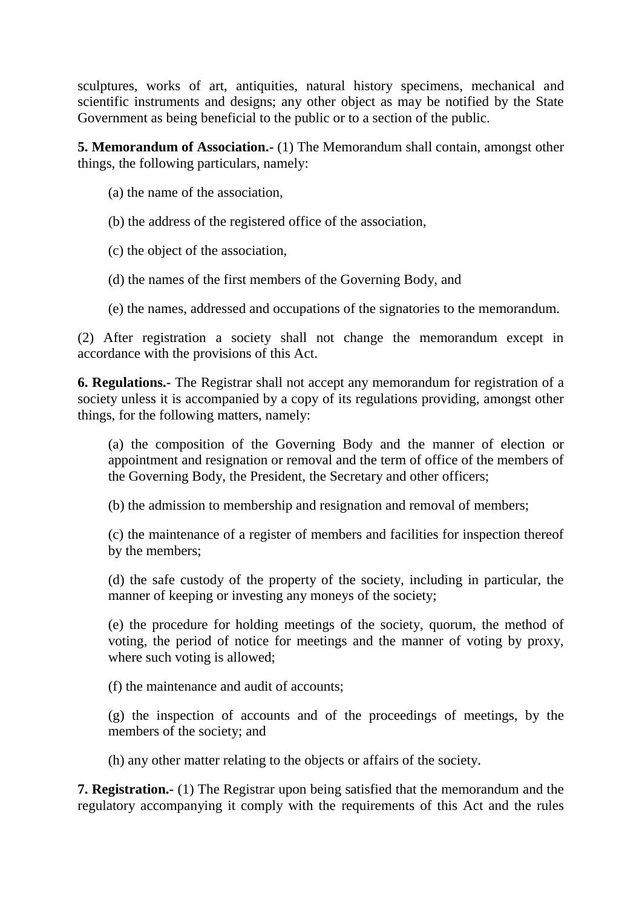sculptures, works of art, antiquities, natural history specimens, mechanical and scientific instruments and designs; any other object as may be notified by the State Government as being beneficial to the public or to a section of the public.

**5. Memorandum of Association.-** (1) The Memorandum shall contain, amongst other things, the following particulars, namely:

(a) the name of the association,

(b) the address of the registered office of the association,

(c) the object of the association,

(d) the names of the first members of the Governing Body, and

(e) the names, addressed and occupations of the signatories to the memorandum.

(2) After registration a society shall not change the memorandum except in accordance with the provisions of this Act.

**6. Regulations.-** The Registrar shall not accept any memorandum for registration of a society unless it is accompanied by a copy of its regulations providing, amongst other things, for the following matters, namely:

(a) the composition of the Governing Body and the manner of election or appointment and resignation or removal and the term of office of the members of the Governing Body, the President, the Secretary and other officers;

(b) the admission to membership and resignation and removal of members;

(c) the maintenance of a register of members and facilities for inspection thereof by the members;

(d) the safe custody of the property of the society, including in particular, the manner of keeping or investing any moneys of the society;

(e) the procedure for holding meetings of the society, quorum, the method of voting, the period of notice for meetings and the manner of voting by proxy, where such voting is allowed;

(f) the maintenance and audit of accounts;

(g) the inspection of accounts and of the proceedings of meetings, by the members of the society; and

(h) any other matter relating to the objects or affairs of the society.

**7. Registration.-** (1) The Registrar upon being satisfied that the memorandum and the regulatory accompanying it comply with the requirements of this Act and the rules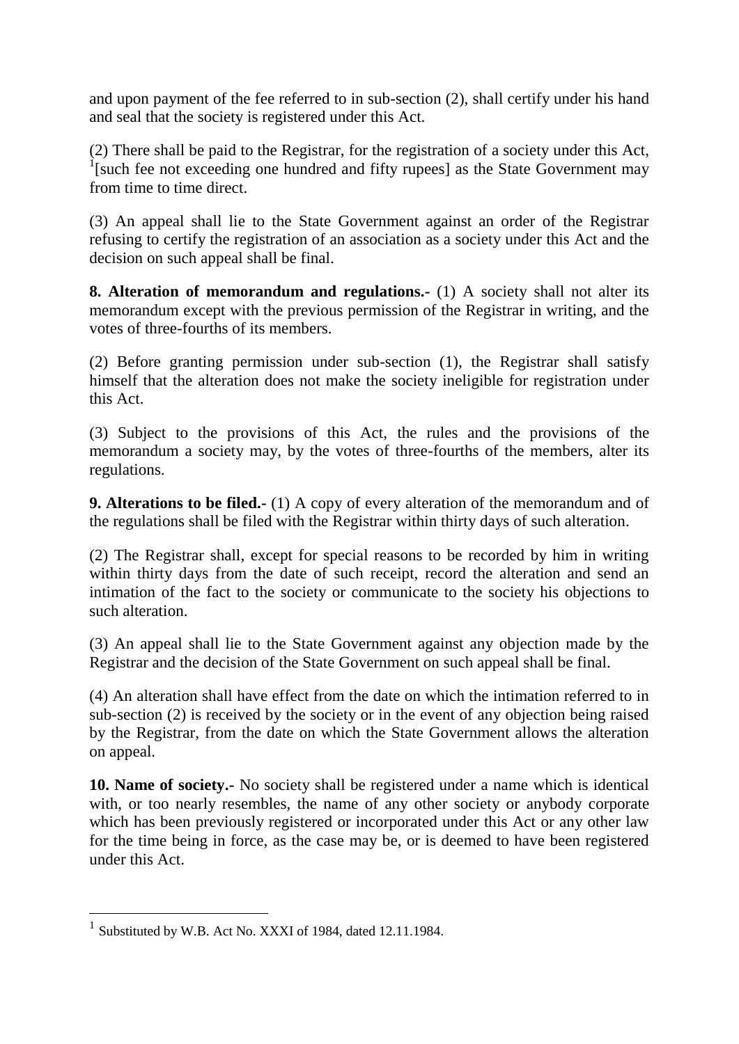and upon payment of the fee referred to in sub-section (2), shall certify under his hand and seal that the society is registered under this Act.

(2) There shall be paid to the Registrar, for the registration of a society under this Act, [1][such fee not exceeding one hundred and fifty rupees] as the State Government may from time to time direct.

(3) An appeal shall lie to the State Government against an order of the Registrar refusing to certify the registration of an association as a society under this Act and the decision on such appeal shall be final.

**8. Alteration of memorandum and regulations.-** (1) A society shall not alter its memorandum except with the previous permission of the Registrar in writing, and the votes of three-fourths of its members.

(2) Before granting permission under sub-section (1), the Registrar shall satisfy himself that the alteration does not make the society ineligible for registration under this Act.

(3) Subject to the provisions of this Act, the rules and the provisions of the memorandum a society may, by the votes of three-fourths of the members, alter its regulations.

**9. Alterations to be filed.-** (1) A copy of every alteration of the memorandum and of the regulations shall be filed with the Registrar within thirty days of such alteration.

(2) The Registrar shall, except for special reasons to be recorded by him in writing within thirty days from the date of such receipt, record the alteration and send an intimation of the fact to the society or communicate to the society his objections to such alteration.

(3) An appeal shall lie to the State Government against any objection made by the Registrar and the decision of the State Government on such appeal shall be final.

(4) An alteration shall have effect from the date on which the intimation referred to in sub-section (2) is received by the society or in the event of any objection being raised by the Registrar, from the date on which the State Government allows the alteration on appeal.

**10. Name of society.-** No society shall be registered under a name which is identical with, or too nearly resembles, the name of any other society or anybody corporate which has been previously registered or incorporated under this Act or any other law for the time being in force, as the case may be, or is deemed to have been registered under this Act.

---

[1] Substituted by W.B. Act No. XXXI of 1984, dated 12.11.1984.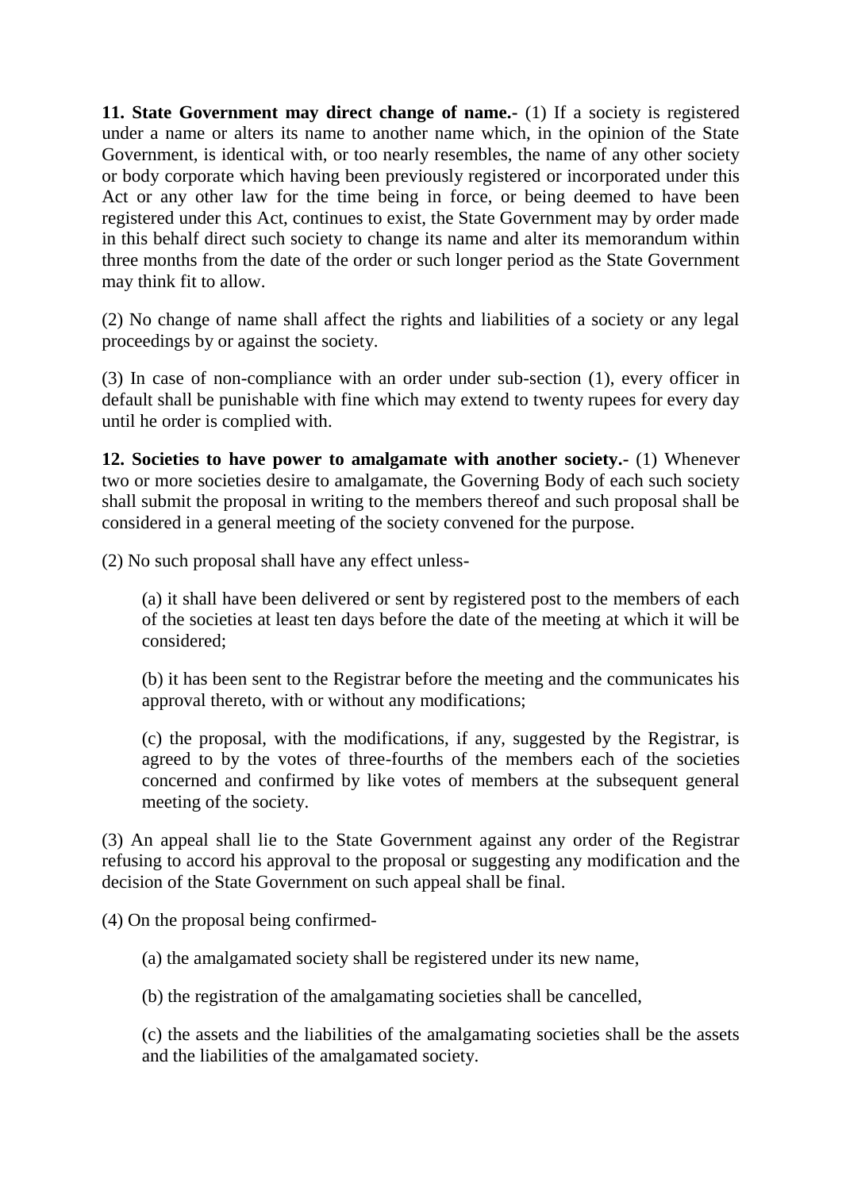**11. State Government may direct change of name.-** (1) If a society is registered under a name or alters its name to another name which, in the opinion of the State Government, is identical with, or too nearly resembles, the name of any other society or body corporate which having been previously registered or incorporated under this Act or any other law for the time being in force, or being deemed to have been registered under this Act, continues to exist, the State Government may by order made in this behalf direct such society to change its name and alter its memorandum within three months from the date of the order or such longer period as the State Government may think fit to allow.

(2) No change of name shall affect the rights and liabilities of a society or any legal proceedings by or against the society.

(3) In case of non-compliance with an order under sub-section (1), every officer in default shall be punishable with fine which may extend to twenty rupees for every day until he order is complied with.

**12. Societies to have power to amalgamate with another society.-** (1) Whenever two or more societies desire to amalgamate, the Governing Body of each such society shall submit the proposal in writing to the members thereof and such proposal shall be considered in a general meeting of the society convened for the purpose.

(2) No such proposal shall have any effect unless-

(a) it shall have been delivered or sent by registered post to the members of each of the societies at least ten days before the date of the meeting at which it will be considered;

(b) it has been sent to the Registrar before the meeting and the communicates his approval thereto, with or without any modifications;

(c) the proposal, with the modifications, if any, suggested by the Registrar, is agreed to by the votes of three-fourths of the members each of the societies concerned and confirmed by like votes of members at the subsequent general meeting of the society.

(3) An appeal shall lie to the State Government against any order of the Registrar refusing to accord his approval to the proposal or suggesting any modification and the decision of the State Government on such appeal shall be final.

(4) On the proposal being confirmed-

(a) the amalgamated society shall be registered under its new name,

(b) the registration of the amalgamating societies shall be cancelled,

(c) the assets and the liabilities of the amalgamating societies shall be the assets and the liabilities of the amalgamated society.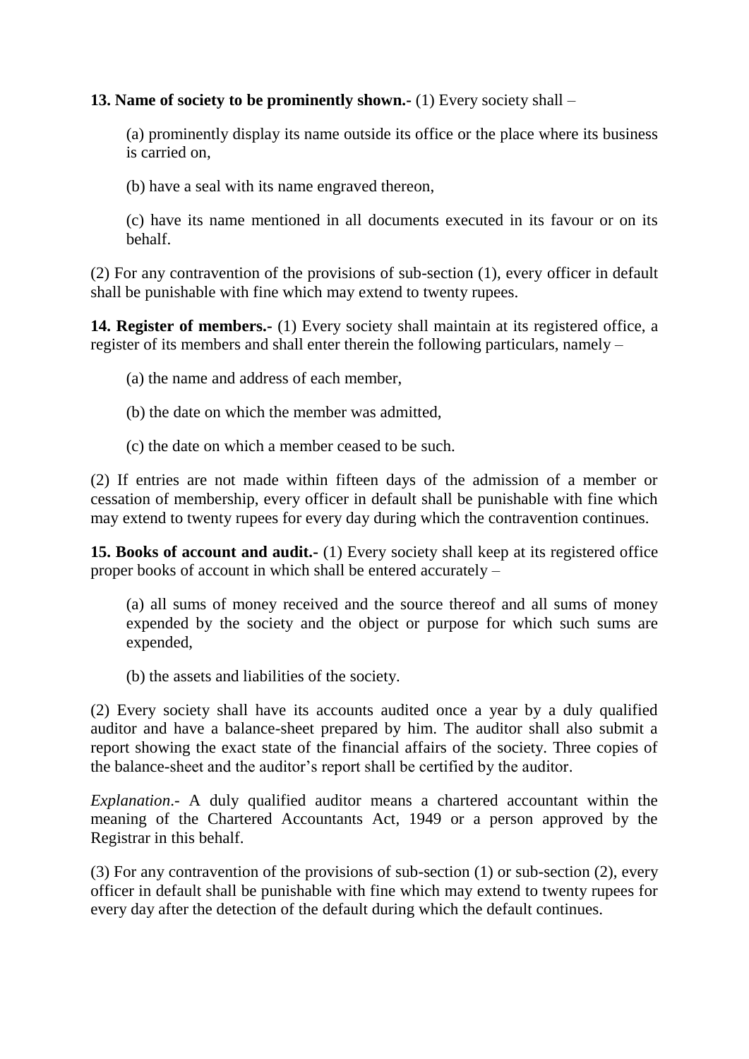**13. Name of society to be prominently shown.-** (1) Every society shall –

(a) prominently display its name outside its office or the place where its business is carried on,

(b) have a seal with its name engraved thereon,

(c) have its name mentioned in all documents executed in its favour or on its behalf.

(2) For any contravention of the provisions of sub-section (1), every officer in default shall be punishable with fine which may extend to twenty rupees.

**14. Register of members.-** (1) Every society shall maintain at its registered office, a register of its members and shall enter therein the following particulars, namely –

(a) the name and address of each member,

(b) the date on which the member was admitted,

(c) the date on which a member ceased to be such.

(2) If entries are not made within fifteen days of the admission of a member or cessation of membership, every officer in default shall be punishable with fine which may extend to twenty rupees for every day during which the contravention continues.

**15. Books of account and audit.-** (1) Every society shall keep at its registered office proper books of account in which shall be entered accurately –

(a) all sums of money received and the source thereof and all sums of money expended by the society and the object or purpose for which such sums are expended,

(b) the assets and liabilities of the society.

(2) Every society shall have its accounts audited once a year by a duly qualified auditor and have a balance-sheet prepared by him. The auditor shall also submit a report showing the exact state of the financial affairs of the society. Three copies of the balance-sheet and the auditor's report shall be certified by the auditor.

*Explanation*.- A duly qualified auditor means a chartered accountant within the meaning of the Chartered Accountants Act, 1949 or a person approved by the Registrar in this behalf.

(3) For any contravention of the provisions of sub-section (1) or sub-section (2), every officer in default shall be punishable with fine which may extend to twenty rupees for every day after the detection of the default during which the default continues.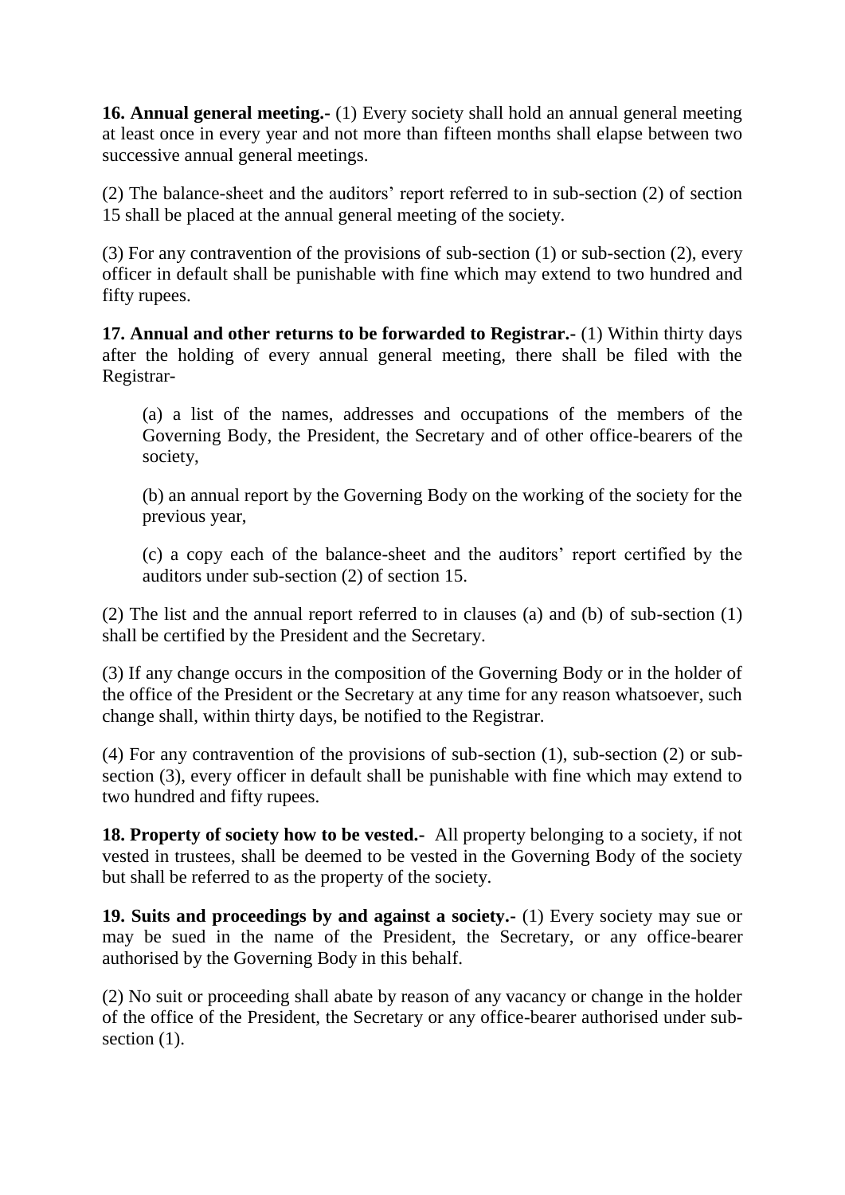**16. Annual general meeting.-** (1) Every society shall hold an annual general meeting at least once in every year and not more than fifteen months shall elapse between two successive annual general meetings.

(2) The balance-sheet and the auditors' report referred to in sub-section (2) of section 15 shall be placed at the annual general meeting of the society.

(3) For any contravention of the provisions of sub-section (1) or sub-section (2), every officer in default shall be punishable with fine which may extend to two hundred and fifty rupees.

**17. Annual and other returns to be forwarded to Registrar.-** (1) Within thirty days after the holding of every annual general meeting, there shall be filed with the Registrar-

(a) a list of the names, addresses and occupations of the members of the Governing Body, the President, the Secretary and of other office-bearers of the society,

(b) an annual report by the Governing Body on the working of the society for the previous year,

(c) a copy each of the balance-sheet and the auditors' report certified by the auditors under sub-section (2) of section 15.

(2) The list and the annual report referred to in clauses (a) and (b) of sub-section (1) shall be certified by the President and the Secretary.

(3) If any change occurs in the composition of the Governing Body or in the holder of the office of the President or the Secretary at any time for any reason whatsoever, such change shall, within thirty days, be notified to the Registrar.

(4) For any contravention of the provisions of sub-section (1), sub-section (2) or sub-section (3), every officer in default shall be punishable with fine which may extend to two hundred and fifty rupees.

**18. Property of society how to be vested.-** All property belonging to a society, if not vested in trustees, shall be deemed to be vested in the Governing Body of the society but shall be referred to as the property of the society.

**19. Suits and proceedings by and against a society.-** (1) Every society may sue or may be sued in the name of the President, the Secretary, or any office-bearer authorised by the Governing Body in this behalf.

(2) No suit or proceeding shall abate by reason of any vacancy or change in the holder of the office of the President, the Secretary or any office-bearer authorised under sub-section (1).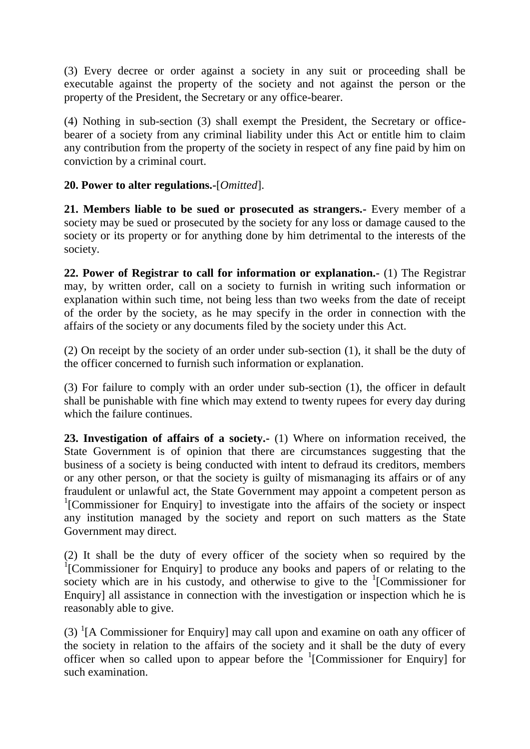(3) Every decree or order against a society in any suit or proceeding shall be executable against the property of the society and not against the person or the property of the President, the Secretary or any office-bearer.

(4) Nothing in sub-section (3) shall exempt the President, the Secretary or office-bearer of a society from any criminal liability under this Act or entitle him to claim any contribution from the property of the society in respect of any fine paid by him on conviction by a criminal court.

**20. Power to alter regulations.-**[*Omitted*].

**21. Members liable to be sued or prosecuted as strangers.-** Every member of a society may be sued or prosecuted by the society for any loss or damage caused to the society or its property or for anything done by him detrimental to the interests of the society.

**22. Power of Registrar to call for information or explanation.-** (1) The Registrar may, by written order, call on a society to furnish in writing such information or explanation within such time, not being less than two weeks from the date of receipt of the order by the society, as he may specify in the order in connection with the affairs of the society or any documents filed by the society under this Act.

(2) On receipt by the society of an order under sub-section (1), it shall be the duty of the officer concerned to furnish such information or explanation.

(3) For failure to comply with an order under sub-section (1), the officer in default shall be punishable with fine which may extend to twenty rupees for every day during which the failure continues.

**23. Investigation of affairs of a society.-** (1) Where on information received, the State Government is of opinion that there are circumstances suggesting that the business of a society is being conducted with intent to defraud its creditors, members or any other person, or that the society is guilty of mismanaging its affairs or of any fraudulent or unlawful act, the State Government may appoint a competent person as [1][Commissioner for Enquiry] to investigate into the affairs of the society or inspect any institution managed by the society and report on such matters as the State Government may direct.

(2) It shall be the duty of every officer of the society when so required by the [1][Commissioner for Enquiry] to produce any books and papers of or relating to the society which are in his custody, and otherwise to give to the [1][Commissioner for Enquiry] all assistance in connection with the investigation or inspection which he is reasonably able to give.

(3) [1][A Commissioner for Enquiry] may call upon and examine on oath any officer of the society in relation to the affairs of the society and it shall be the duty of every officer when so called upon to appear before the [1][Commissioner for Enquiry] for such examination.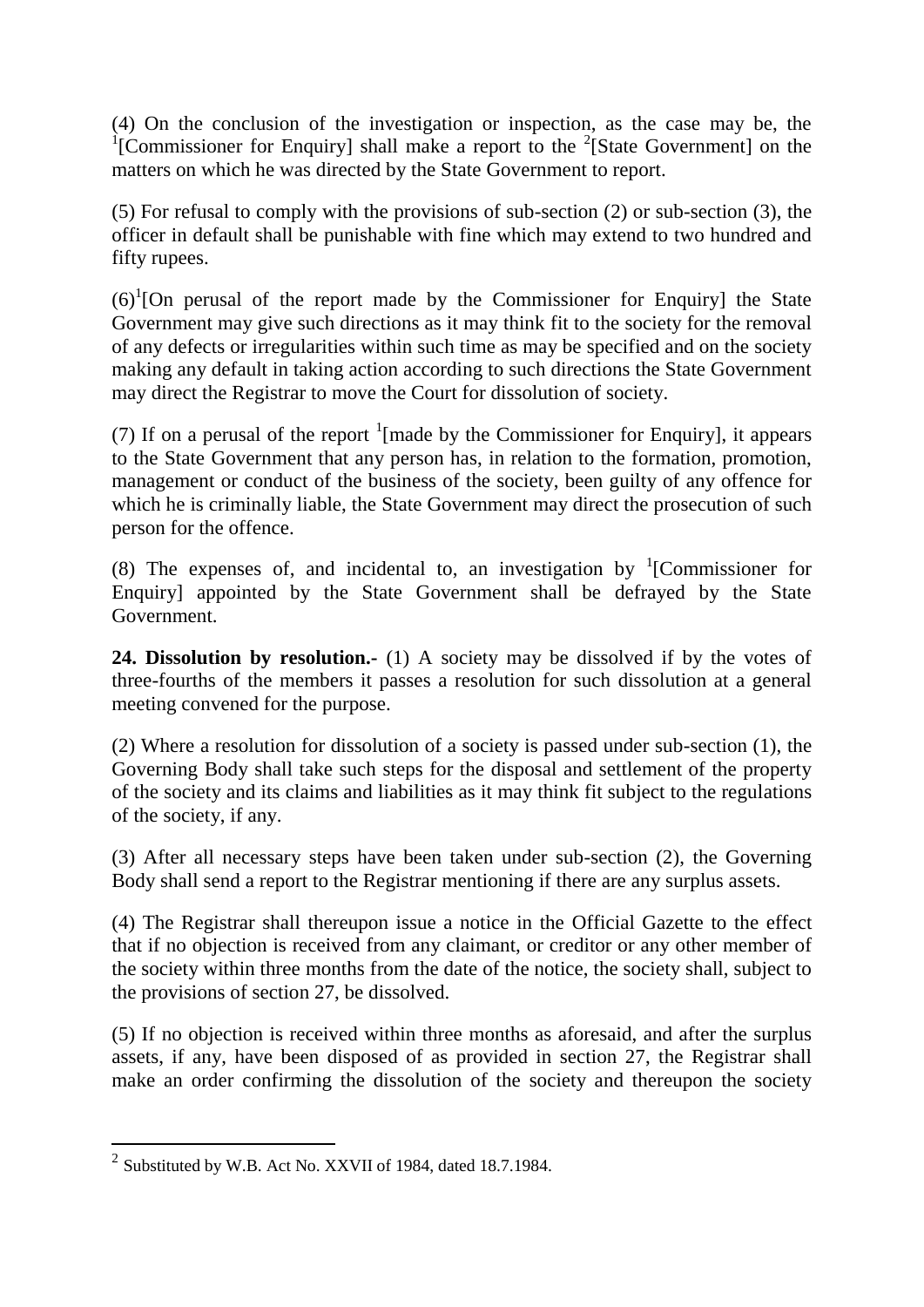(4) On the conclusion of the investigation or inspection, as the case may be, the [1][Commissioner for Enquiry] shall make a report to the [2][State Government] on the matters on which he was directed by the State Government to report.

(5) For refusal to comply with the provisions of sub-section (2) or sub-section (3), the officer in default shall be punishable with fine which may extend to two hundred and fifty rupees.

(6)[1][On perusal of the report made by the Commissioner for Enquiry] the State Government may give such directions as it may think fit to the society for the removal of any defects or irregularities within such time as may be specified and on the society making any default in taking action according to such directions the State Government may direct the Registrar to move the Court for dissolution of society.

(7) If on a perusal of the report [1][made by the Commissioner for Enquiry], it appears to the State Government that any person has, in relation to the formation, promotion, management or conduct of the business of the society, been guilty of any offence for which he is criminally liable, the State Government may direct the prosecution of such person for the offence.

(8) The expenses of, and incidental to, an investigation by [1][Commissioner for Enquiry] appointed by the State Government shall be defrayed by the State Government.

**24. Dissolution by resolution.-** (1) A society may be dissolved if by the votes of three-fourths of the members it passes a resolution for such dissolution at a general meeting convened for the purpose.

(2) Where a resolution for dissolution of a society is passed under sub-section (1), the Governing Body shall take such steps for the disposal and settlement of the property of the society and its claims and liabilities as it may think fit subject to the regulations of the society, if any.

(3) After all necessary steps have been taken under sub-section (2), the Governing Body shall send a report to the Registrar mentioning if there are any surplus assets.

(4) The Registrar shall thereupon issue a notice in the Official Gazette to the effect that if no objection is received from any claimant, or creditor or any other member of the society within three months from the date of the notice, the society shall, subject to the provisions of section 27, be dissolved.

(5) If no objection is received within three months as aforesaid, and after the surplus assets, if any, have been disposed of as provided in section 27, the Registrar shall make an order confirming the dissolution of the society and thereupon the society

---

[2] Substituted by W.B. Act No. XXVII of 1984, dated 18.7.1984.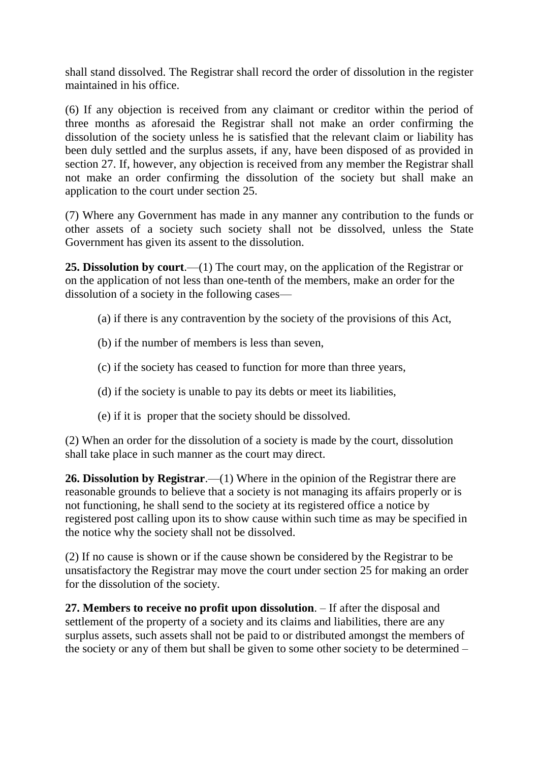shall stand dissolved. The Registrar shall record the order of dissolution in the register maintained in his office.

(6) If any objection is received from any claimant or creditor within the period of three months as aforesaid the Registrar shall not make an order confirming the dissolution of the society unless he is satisfied that the relevant claim or liability has been duly settled and the surplus assets, if any, have been disposed of as provided in section 27. If, however, any objection is received from any member the Registrar shall not make an order confirming the dissolution of the society but shall make an application to the court under section 25.

(7) Where any Government has made in any manner any contribution to the funds or other assets of a society such society shall not be dissolved, unless the State Government has given its assent to the dissolution.

**25. Dissolution by court**.—(1) The court may, on the application of the Registrar or on the application of not less than one-tenth of the members, make an order for the dissolution of a society in the following cases—

(a) if there is any contravention by the society of the provisions of this Act,

(b) if the number of members is less than seven,

(c) if the society has ceased to function for more than three years,

(d) if the society is unable to pay its debts or meet its liabilities,

(e) if it is proper that the society should be dissolved.

(2) When an order for the dissolution of a society is made by the court, dissolution shall take place in such manner as the court may direct.

**26. Dissolution by Registrar**.—(1) Where in the opinion of the Registrar there are reasonable grounds to believe that a society is not managing its affairs properly or is not functioning, he shall send to the society at its registered office a notice by registered post calling upon its to show cause within such time as may be specified in the notice why the society shall not be dissolved.

(2) If no cause is shown or if the cause shown be considered by the Registrar to be unsatisfactory the Registrar may move the court under section 25 for making an order for the dissolution of the society.

**27. Members to receive no profit upon dissolution**. – If after the disposal and settlement of the property of a society and its claims and liabilities, there are any surplus assets, such assets shall not be paid to or distributed amongst the members of the society or any of them but shall be given to some other society to be determined –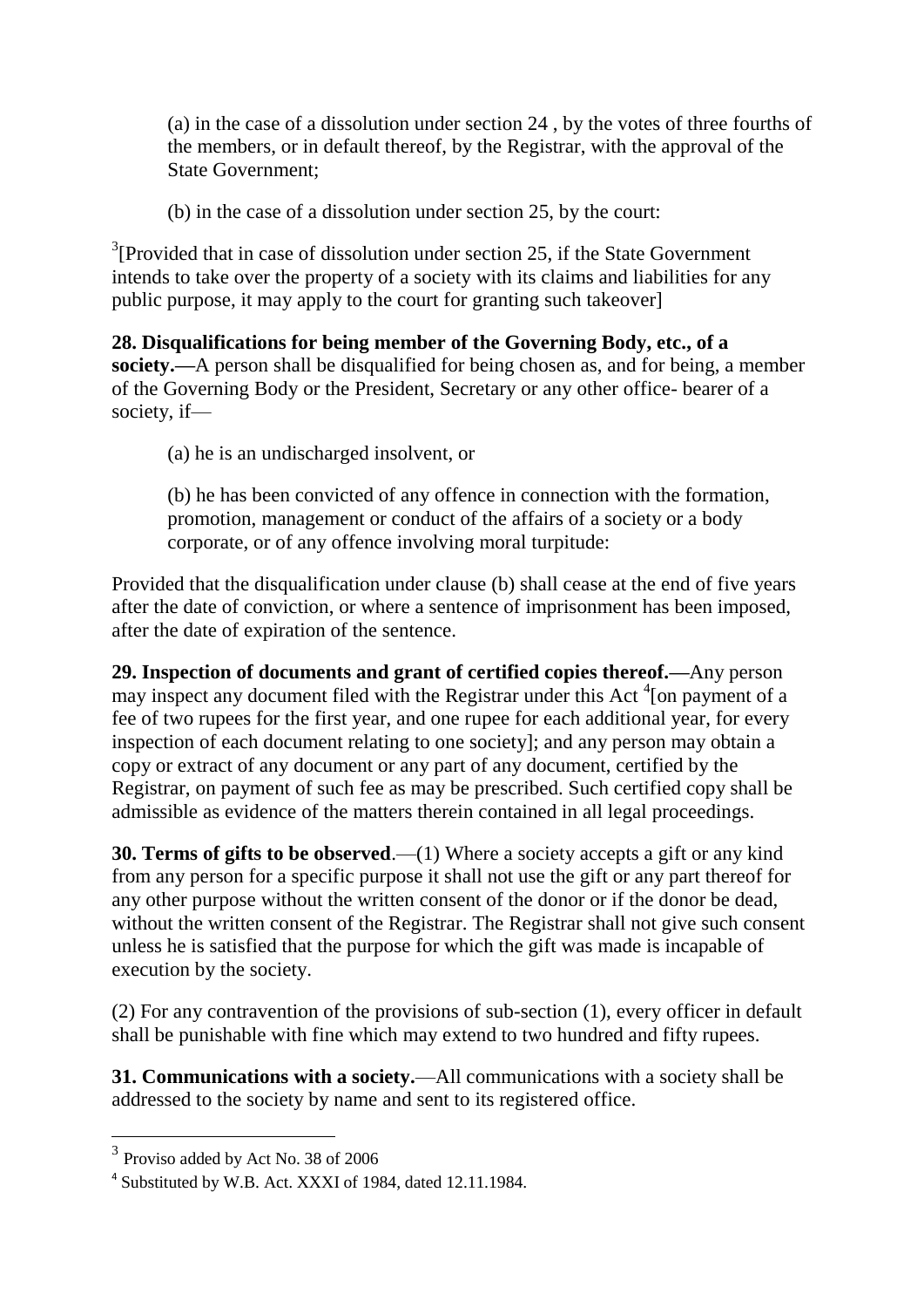(a) in the case of a dissolution under section 24 , by the votes of three fourths of the members, or in default thereof, by the Registrar, with the approval of the State Government;

(b) in the case of a dissolution under section 25, by the court:

[3][Provided that in case of dissolution under section 25, if the State Government intends to take over the property of a society with its claims and liabilities for any public purpose, it may apply to the court for granting such takeover]

**28. Disqualifications for being member of the Governing Body, etc., of a society.—**A person shall be disqualified for being chosen as, and for being, a member of the Governing Body or the President, Secretary or any other office- bearer of a society, if—

(a) he is an undischarged insolvent, or

(b) he has been convicted of any offence in connection with the formation, promotion, management or conduct of the affairs of a society or a body corporate, or of any offence involving moral turpitude:

Provided that the disqualification under clause (b) shall cease at the end of five years after the date of conviction, or where a sentence of imprisonment has been imposed, after the date of expiration of the sentence.

**29. Inspection of documents and grant of certified copies thereof.—**Any person may inspect any document filed with the Registrar under this Act [4][on payment of a fee of two rupees for the first year, and one rupee for each additional year, for every inspection of each document relating to one society]; and any person may obtain a copy or extract of any document or any part of any document, certified by the Registrar, on payment of such fee as may be prescribed. Such certified copy shall be admissible as evidence of the matters therein contained in all legal proceedings.

**30. Terms of gifts to be observed**.—(1) Where a society accepts a gift or any kind from any person for a specific purpose it shall not use the gift or any part thereof for any other purpose without the written consent of the donor or if the donor be dead, without the written consent of the Registrar. The Registrar shall not give such consent unless he is satisfied that the purpose for which the gift was made is incapable of execution by the society.

(2) For any contravention of the provisions of sub-section (1), every officer in default shall be punishable with fine which may extend to two hundred and fifty rupees.

**31. Communications with a society.**—All communications with a society shall be addressed to the society by name and sent to its registered office.

---

[3] Proviso added by Act No. 38 of 2006

[4] Substituted by W.B. Act. XXXI of 1984, dated 12.11.1984.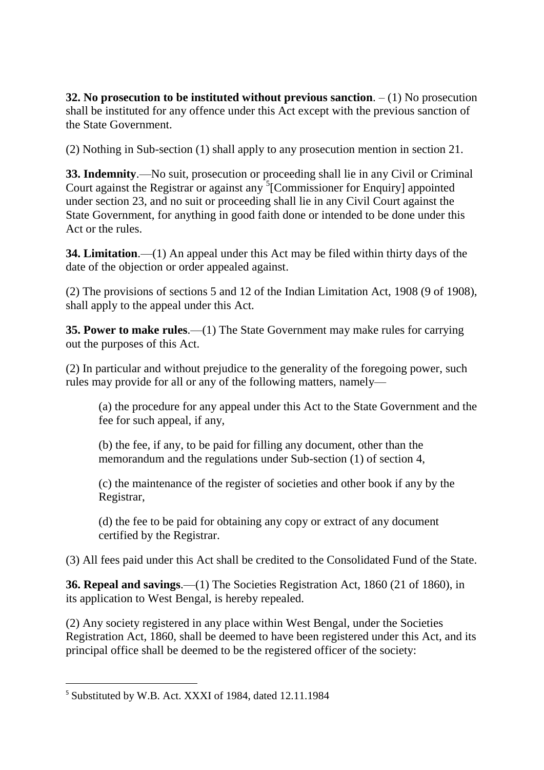**32. No prosecution to be instituted without previous sanction**. – (1) No prosecution shall be instituted for any offence under this Act except with the previous sanction of the State Government.

(2) Nothing in Sub-section (1) shall apply to any prosecution mention in section 21.

**33. Indemnity**.—No suit, prosecution or proceeding shall lie in any Civil or Criminal Court against the Registrar or against any [5][Commissioner for Enquiry] appointed under section 23, and no suit or proceeding shall lie in any Civil Court against the State Government, for anything in good faith done or intended to be done under this Act or the rules.

**34. Limitation**.—(1) An appeal under this Act may be filed within thirty days of the date of the objection or order appealed against.

(2) The provisions of sections 5 and 12 of the Indian Limitation Act, 1908 (9 of 1908), shall apply to the appeal under this Act.

**35. Power to make rules**.—(1) The State Government may make rules for carrying out the purposes of this Act.

(2) In particular and without prejudice to the generality of the foregoing power, such rules may provide for all or any of the following matters, namely—

(a) the procedure for any appeal under this Act to the State Government and the fee for such appeal, if any,

(b) the fee, if any, to be paid for filling any document, other than the memorandum and the regulations under Sub-section (1) of section 4,

(c) the maintenance of the register of societies and other book if any by the Registrar,

(d) the fee to be paid for obtaining any copy or extract of any document certified by the Registrar.

(3) All fees paid under this Act shall be credited to the Consolidated Fund of the State.

**36. Repeal and savings**.—(1) The Societies Registration Act, 1860 (21 of 1860), in its application to West Bengal, is hereby repealed.

(2) Any society registered in any place within West Bengal, under the Societies Registration Act, 1860, shall be deemed to have been registered under this Act, and its principal office shall be deemed to be the registered officer of the society:

---

[5] Substituted by W.B. Act. XXXI of 1984, dated 12.11.1984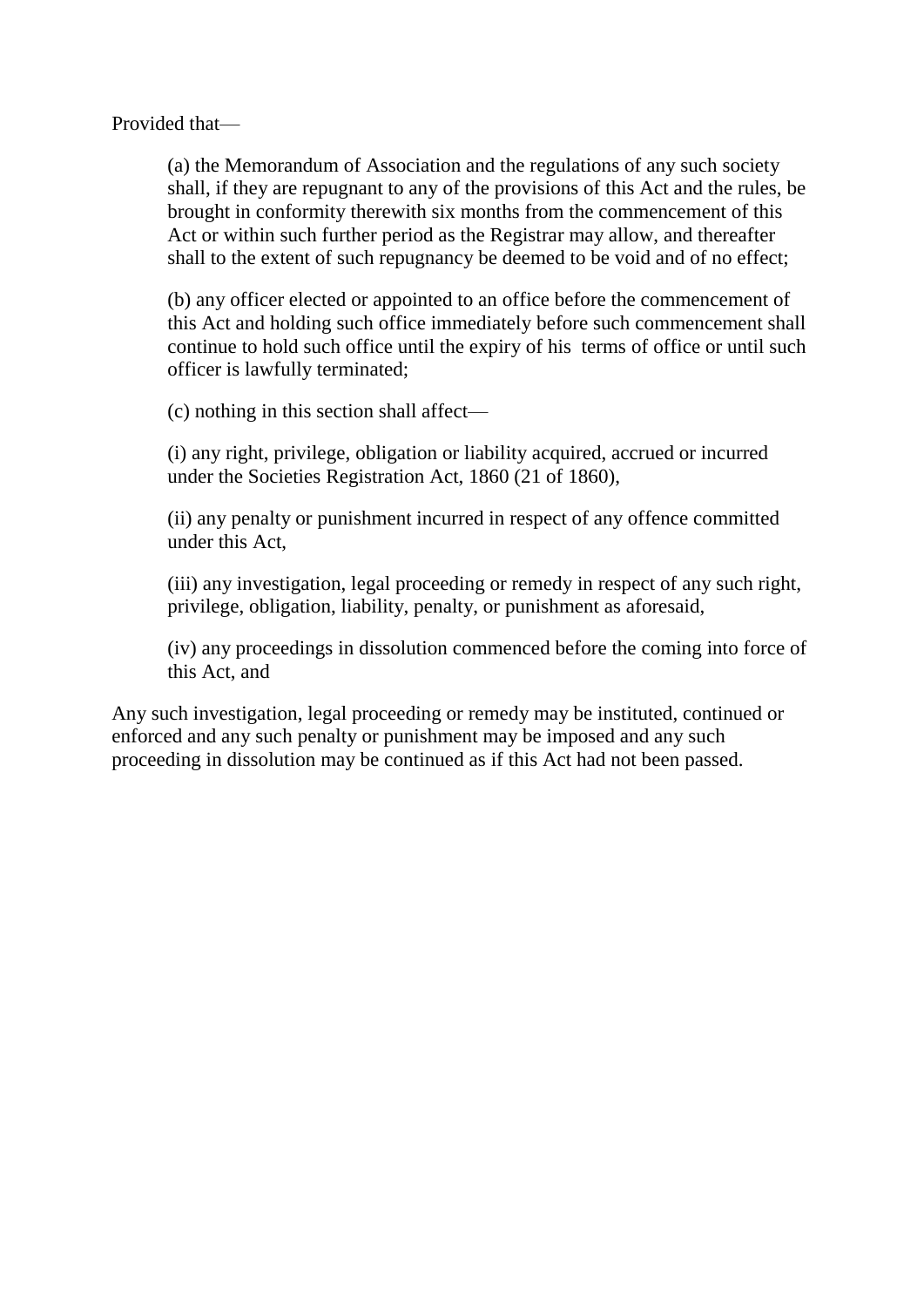Provided that—

(a) the Memorandum of Association and the regulations of any such society shall, if they are repugnant to any of the provisions of this Act and the rules, be brought in conformity therewith six months from the commencement of this Act or within such further period as the Registrar may allow, and thereafter shall to the extent of such repugnancy be deemed to be void and of no effect;

(b) any officer elected or appointed to an office before the commencement of this Act and holding such office immediately before such commencement shall continue to hold such office until the expiry of his terms of office or until such officer is lawfully terminated;

(c) nothing in this section shall affect—

(i) any right, privilege, obligation or liability acquired, accrued or incurred under the Societies Registration Act, 1860 (21 of 1860),

(ii) any penalty or punishment incurred in respect of any offence committed under this Act,

(iii) any investigation, legal proceeding or remedy in respect of any such right, privilege, obligation, liability, penalty, or punishment as aforesaid,

(iv) any proceedings in dissolution commenced before the coming into force of this Act, and

Any such investigation, legal proceeding or remedy may be instituted, continued or enforced and any such penalty or punishment may be imposed and any such proceeding in dissolution may be continued as if this Act had not been passed.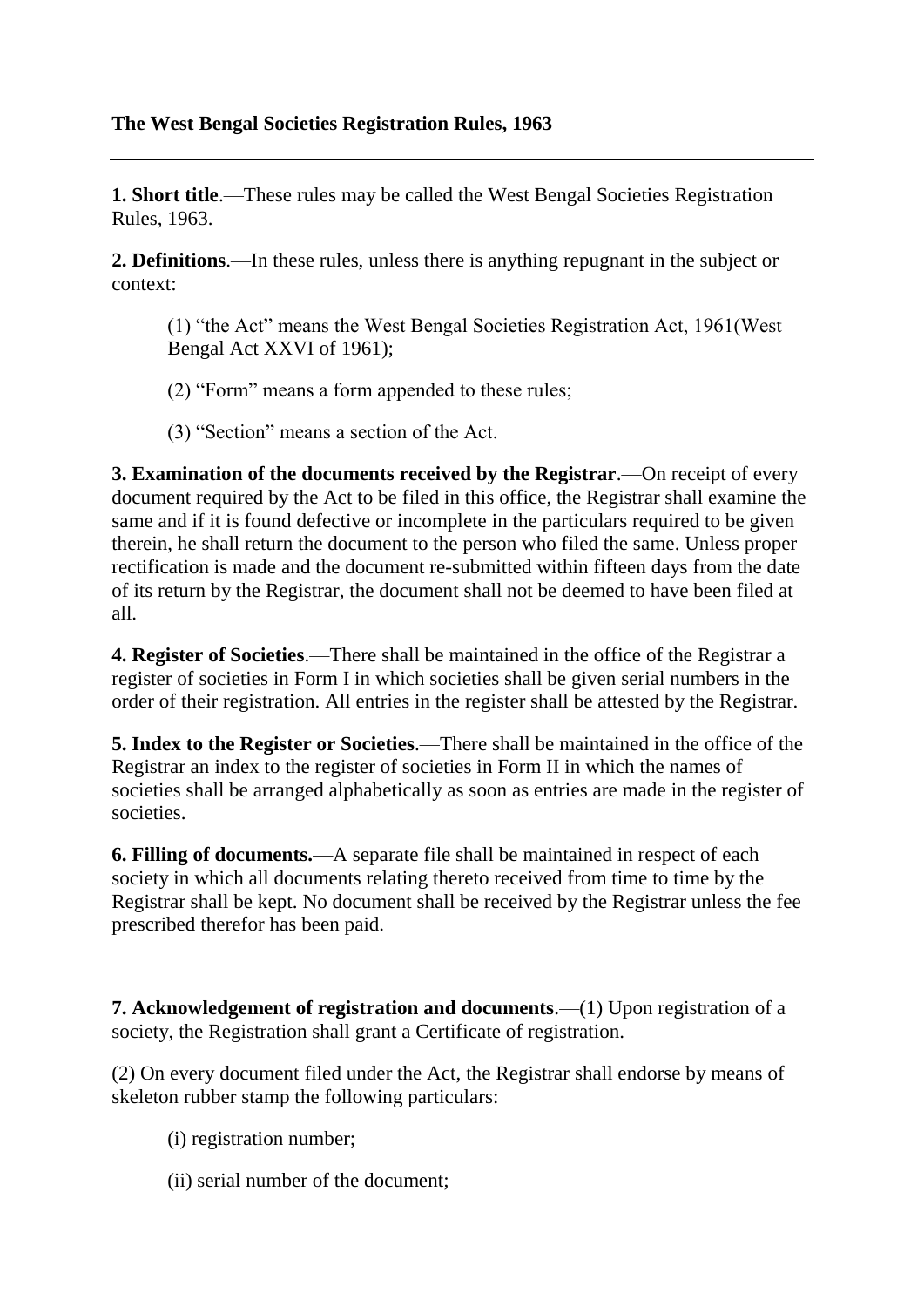**The West Bengal Societies Registration Rules, 1963**

---

**1. Short title**.—These rules may be called the West Bengal Societies Registration Rules, 1963.

**2. Definitions**.—In these rules, unless there is anything repugnant in the subject or context:

> (1) "the Act" means the West Bengal Societies Registration Act, 1961(West Bengal Act XXVI of 1961);
>
> (2) "Form" means a form appended to these rules;
>
> (3) "Section" means a section of the Act.

**3. Examination of the documents received by the Registrar**.—On receipt of every document required by the Act to be filed in this office, the Registrar shall examine the same and if it is found defective or incomplete in the particulars required to be given therein, he shall return the document to the person who filed the same. Unless proper rectification is made and the document re-submitted within fifteen days from the date of its return by the Registrar, the document shall not be deemed to have been filed at all.

**4. Register of Societies**.—There shall be maintained in the office of the Registrar a register of societies in Form I in which societies shall be given serial numbers in the order of their registration. All entries in the register shall be attested by the Registrar.

**5. Index to the Register or Societies**.—There shall be maintained in the office of the Registrar an index to the register of societies in Form II in which the names of societies shall be arranged alphabetically as soon as entries are made in the register of societies.

**6. Filling of documents.**—A separate file shall be maintained in respect of each society in which all documents relating thereto received from time to time by the Registrar shall be kept. No document shall be received by the Registrar unless the fee prescribed therefor has been paid.

**7. Acknowledgement of registration and documents**.—(1) Upon registration of a society, the Registration shall grant a Certificate of registration.

(2) On every document filed under the Act, the Registrar shall endorse by means of skeleton rubber stamp the following particulars:

> (i) registration number;
>
> (ii) serial number of the document;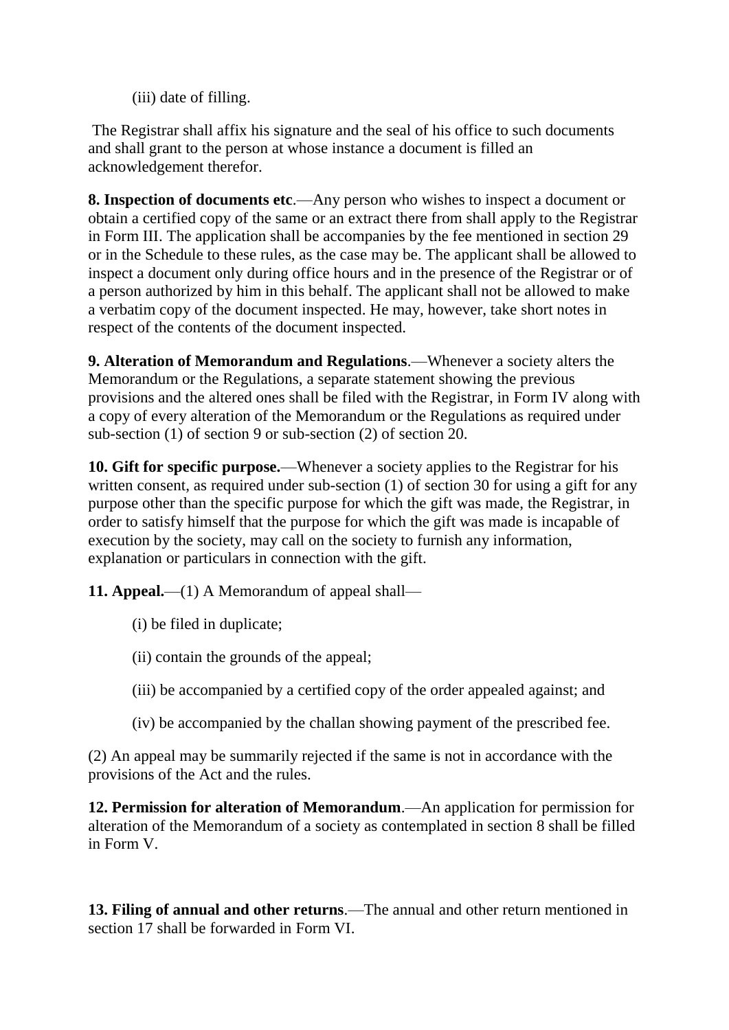(iii) date of filling.

The Registrar shall affix his signature and the seal of his office to such documents and shall grant to the person at whose instance a document is filled an acknowledgement therefor.

**8. Inspection of documents etc**.—Any person who wishes to inspect a document or obtain a certified copy of the same or an extract there from shall apply to the Registrar in Form III. The application shall be accompanies by the fee mentioned in section 29 or in the Schedule to these rules, as the case may be. The applicant shall be allowed to inspect a document only during office hours and in the presence of the Registrar or of a person authorized by him in this behalf. The applicant shall not be allowed to make a verbatim copy of the document inspected. He may, however, take short notes in respect of the contents of the document inspected.

**9. Alteration of Memorandum and Regulations**.—Whenever a society alters the Memorandum or the Regulations, a separate statement showing the previous provisions and the altered ones shall be filed with the Registrar, in Form IV along with a copy of every alteration of the Memorandum or the Regulations as required under sub-section (1) of section 9 or sub-section (2) of section 20.

**10. Gift for specific purpose.**—Whenever a society applies to the Registrar for his written consent, as required under sub-section (1) of section 30 for using a gift for any purpose other than the specific purpose for which the gift was made, the Registrar, in order to satisfy himself that the purpose for which the gift was made is incapable of execution by the society, may call on the society to furnish any information, explanation or particulars in connection with the gift.

**11. Appeal.**—(1) A Memorandum of appeal shall—

(i) be filed in duplicate;

(ii) contain the grounds of the appeal;

(iii) be accompanied by a certified copy of the order appealed against; and

(iv) be accompanied by the challan showing payment of the prescribed fee.

(2) An appeal may be summarily rejected if the same is not in accordance with the provisions of the Act and the rules.

**12. Permission for alteration of Memorandum**.—An application for permission for alteration of the Memorandum of a society as contemplated in section 8 shall be filled in Form V.

**13. Filing of annual and other returns**.—The annual and other return mentioned in section 17 shall be forwarded in Form VI.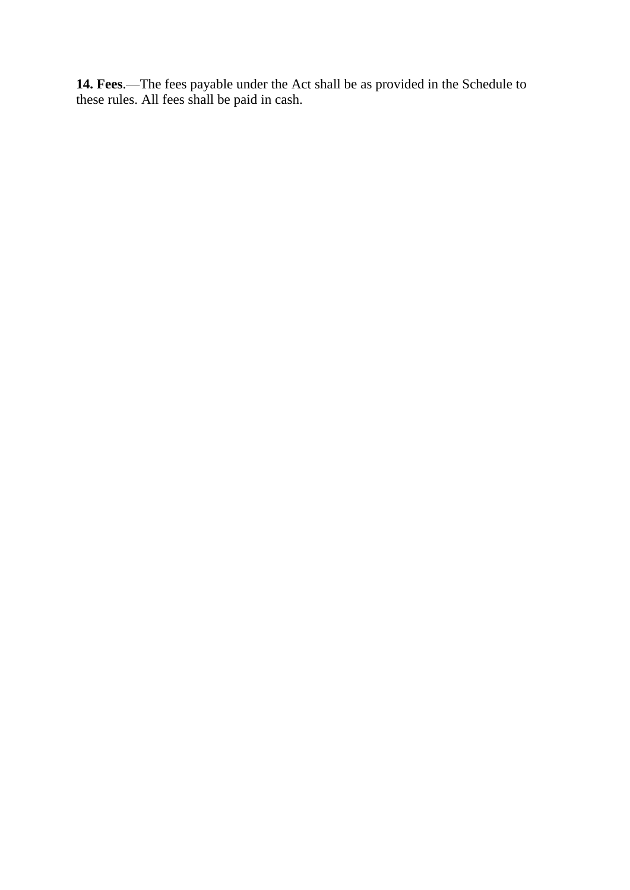**14. Fees**.—The fees payable under the Act shall be as provided in the Schedule to these rules. All fees shall be paid in cash.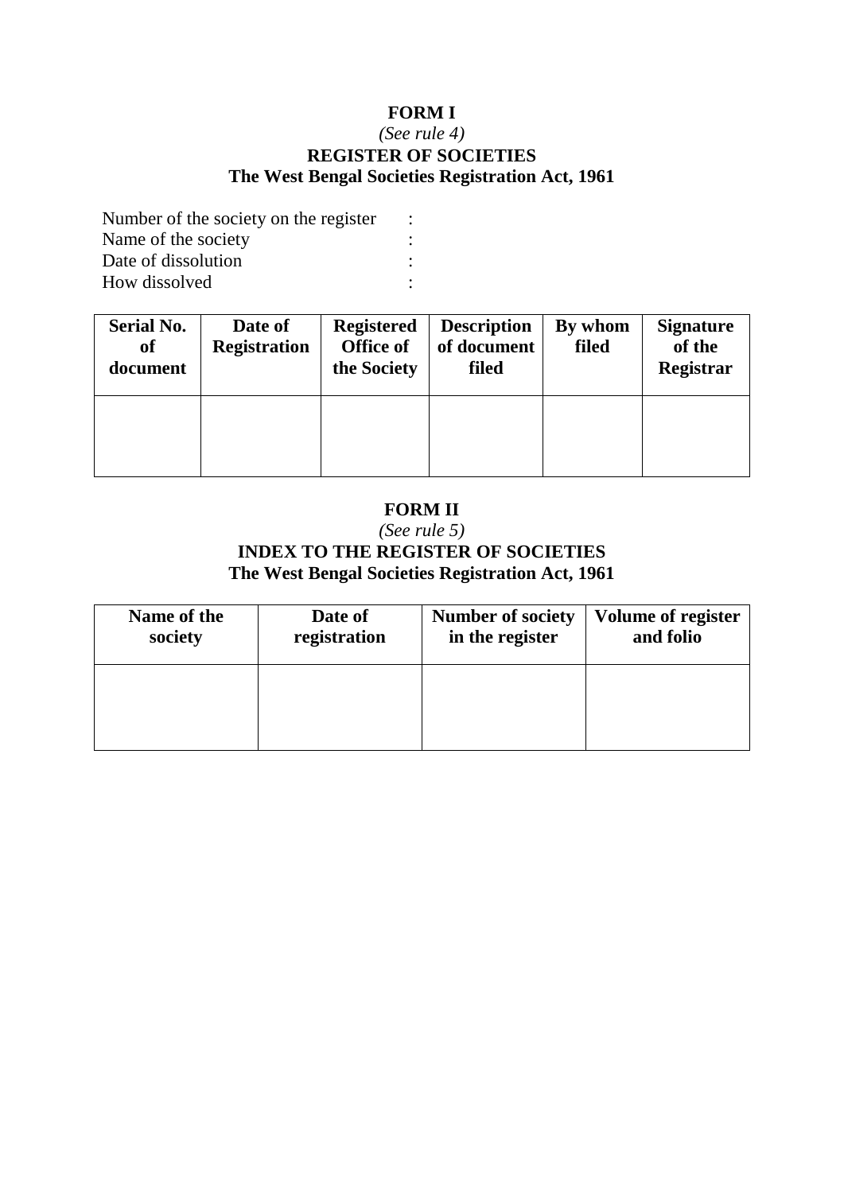**FORM I**

*(See rule 4)*

**REGISTER OF SOCIETIES**

**The West Bengal Societies Registration Act, 1961**

Number of the society on the register :
Name of the society :
Date of dissolution :
How dissolved :

| Serial No. of document | Date of Registration | Registered Office of the Society | Description of document filed | By whom filed | Signature of the Registrar |
|---|---|---|---|---|---|
| | | | | | |

**FORM II**

*(See rule 5)*

**INDEX TO THE REGISTER OF SOCIETIES**

**The West Bengal Societies Registration Act, 1961**

| Name of the society | Date of registration | Number of society in the register | Volume of register and folio |
|---|---|---|---|
| | | | |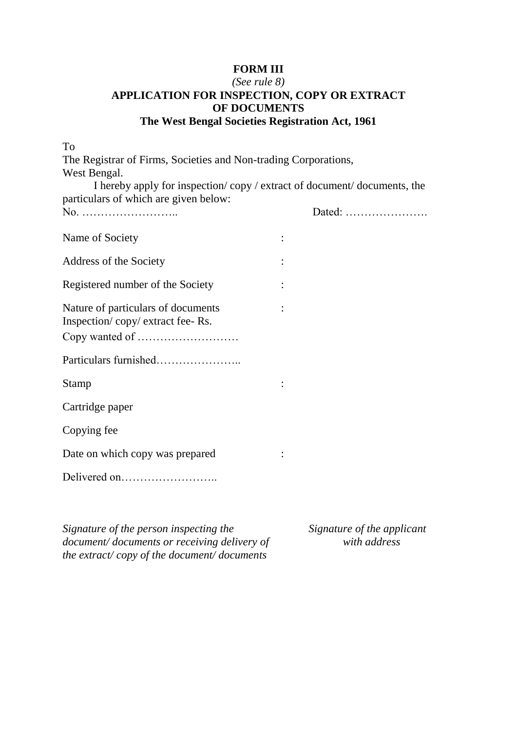**FORM III**

*(See rule 8)*

**APPLICATION FOR INSPECTION, COPY OR EXTRACT OF DOCUMENTS**

**The West Bengal Societies Registration Act, 1961**

To
The Registrar of Firms, Societies and Non-trading Corporations,
West Bengal.

I hereby apply for inspection/ copy / extract of document/ documents, the particulars of which are given below:

No. …………………….. Dated: ………………….

Name of Society :

Address of the Society :

Registered number of the Society :

Nature of particulars of documents :
Inspection/ copy/ extract fee- Rs.

Copy wanted of ………………………

Particulars furnished…………………..

Stamp :

Cartridge paper

Copying fee

Date on which copy was prepared :

Delivered on……………………..

*Signature of the person inspecting the document/ documents or receiving delivery of the extract/ copy of the document/ documents*

*Signature of the applicant with address*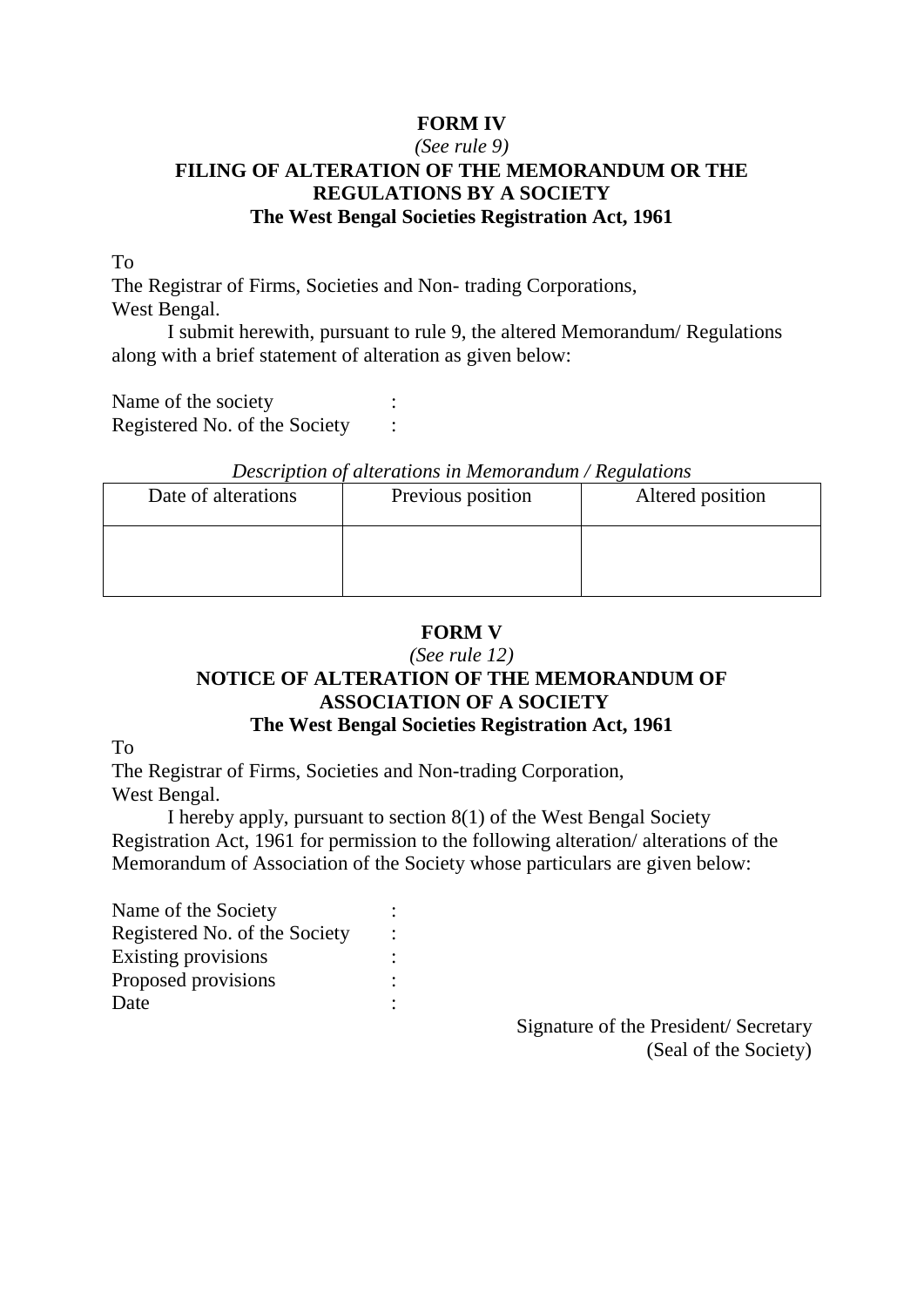## FORM IV

*(See rule 9)*

**FILING OF ALTERATION OF THE MEMORANDUM OR THE REGULATIONS BY A SOCIETY**

**The West Bengal Societies Registration Act, 1961**

To

The Registrar of Firms, Societies and Non- trading Corporations,

West Bengal.

I submit herewith, pursuant to rule 9, the altered Memorandum/ Regulations along with a brief statement of alteration as given below:

Name of the society :

Registered No. of the Society :

*Description of alterations in Memorandum / Regulations*

| Date of alterations | Previous position | Altered position |
|---|---|---|
| | | |

## FORM V

*(See rule 12)*

**NOTICE OF ALTERATION OF THE MEMORANDUM OF ASSOCIATION OF A SOCIETY**

**The West Bengal Societies Registration Act, 1961**

To

The Registrar of Firms, Societies and Non-trading Corporation,

West Bengal.

I hereby apply, pursuant to section 8(1) of the West Bengal Society Registration Act, 1961 for permission to the following alteration/ alterations of the Memorandum of Association of the Society whose particulars are given below:

Name of the Society :

Registered No. of the Society :

Existing provisions :

Proposed provisions :

Date :

Signature of the President/ Secretary

(Seal of the Society)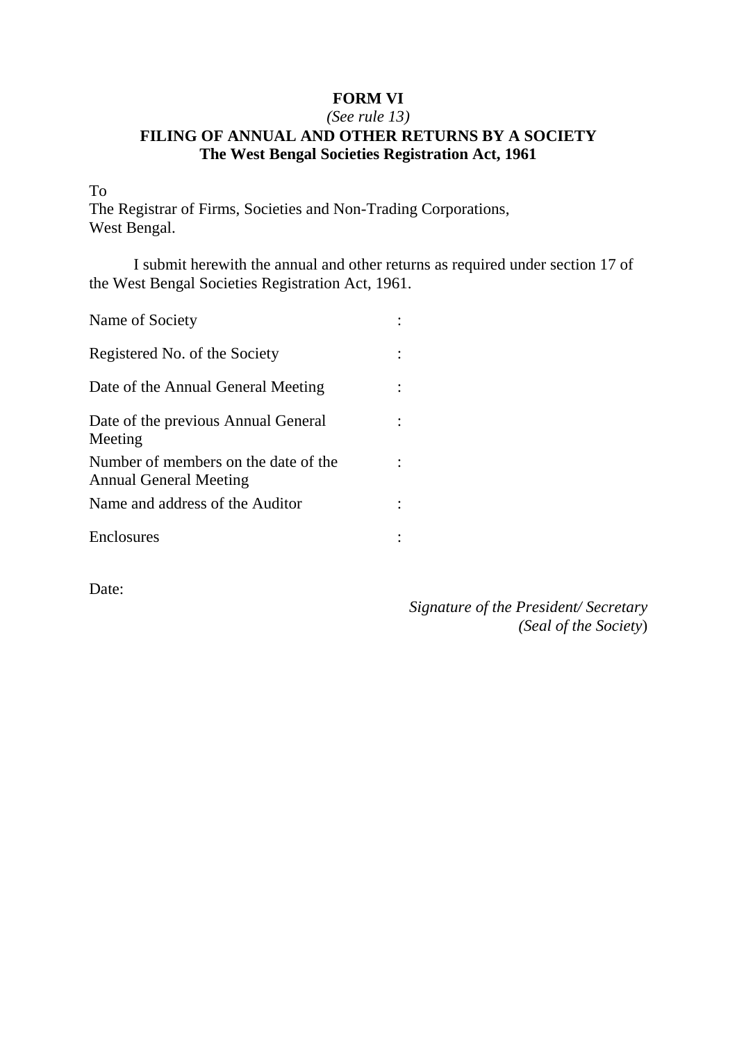**FORM VI**

*(See rule 13)*

**FILING OF ANNUAL AND OTHER RETURNS BY A SOCIETY**

**The West Bengal Societies Registration Act, 1961**

To

The Registrar of Firms, Societies and Non-Trading Corporations,

West Bengal.

I submit herewith the annual and other returns as required under section 17 of the West Bengal Societies Registration Act, 1961.

| | | |
|---|---|---|
| Name of Society | : | |
| Registered No. of the Society | : | |
| Date of the Annual General Meeting | : | |
| Date of the previous Annual General Meeting | : | |
| Number of members on the date of the Annual General Meeting | : | |
| Name and address of the Auditor | : | |
| Enclosures | : | |

Date:

*Signature of the President/ Secretary*

*(Seal of the Society)*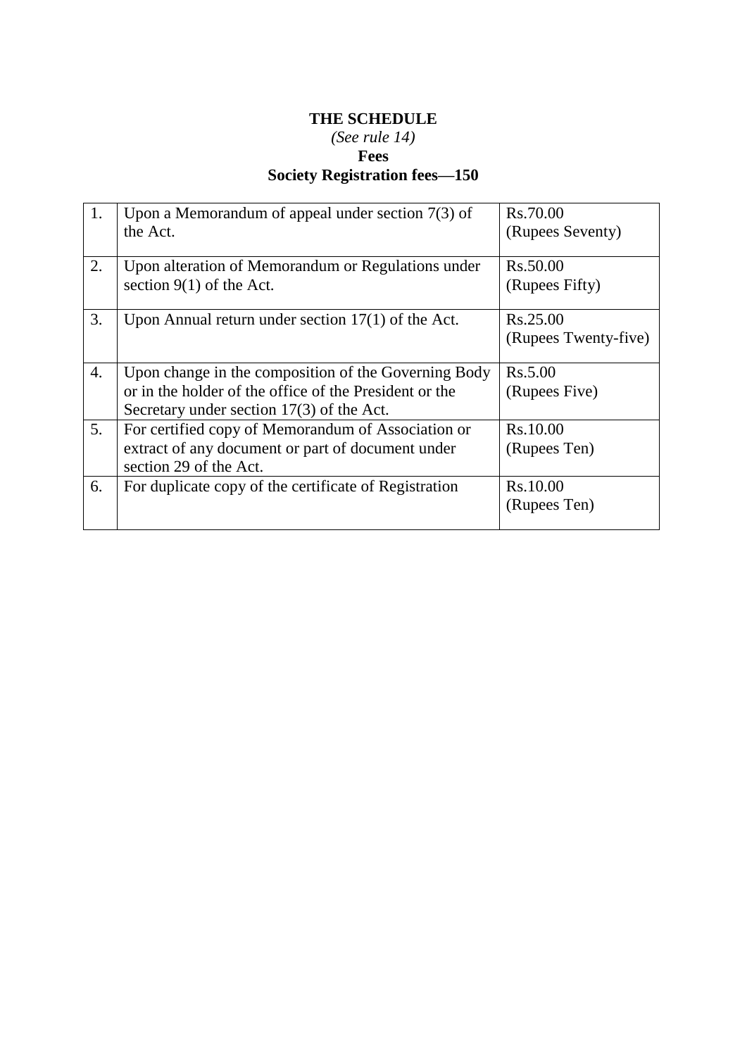**THE SCHEDULE**

*(See rule 14)*

**Fees**

**Society Registration fees—150**

| | | |
|---|---|---|
| 1. | Upon a Memorandum of appeal under section 7(3) of the Act. | Rs.70.00 (Rupees Seventy) |
| 2. | Upon alteration of Memorandum or Regulations under section 9(1) of the Act. | Rs.50.00 (Rupees Fifty) |
| 3. | Upon Annual return under section 17(1) of the Act. | Rs.25.00 (Rupees Twenty-five) |
| 4. | Upon change in the composition of the Governing Body or in the holder of the office of the President or the Secretary under section 17(3) of the Act. | Rs.5.00 (Rupees Five) |
| 5. | For certified copy of Memorandum of Association or extract of any document or part of document under section 29 of the Act. | Rs.10.00 (Rupees Ten) |
| 6. | For duplicate copy of the certificate of Registration | Rs.10.00 (Rupees Ten) |